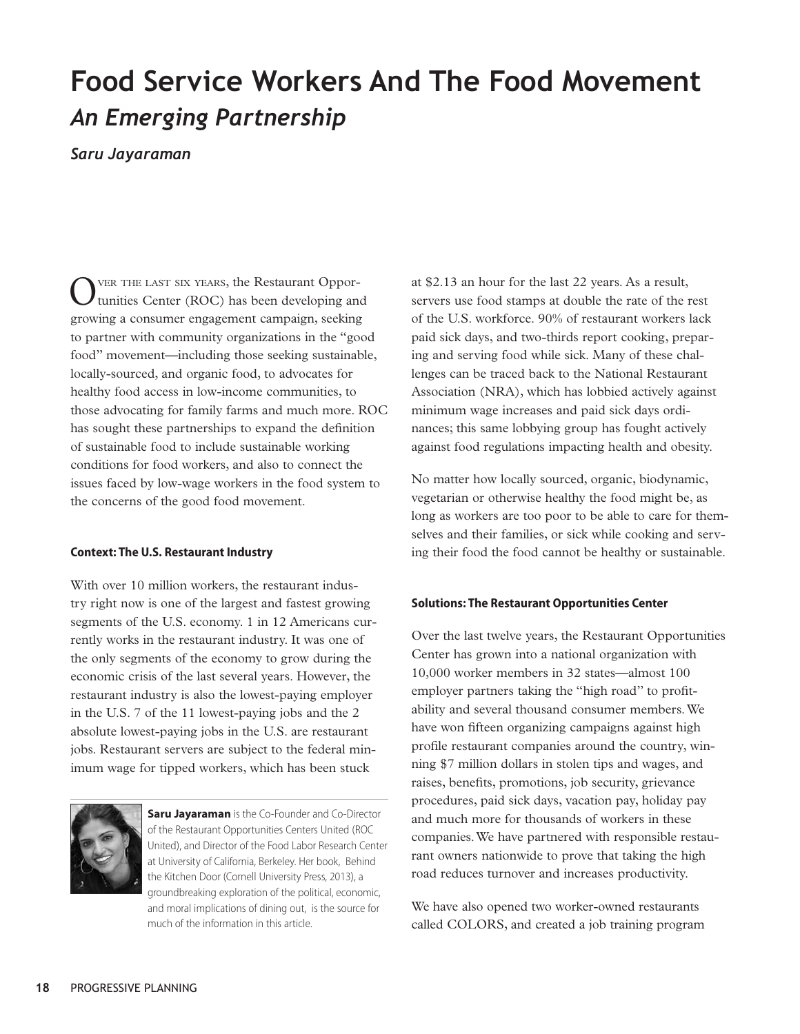# Food Service Workers And The Food Movement

## *An Emerging Partnership*

***Saru Jayaraman***

Over the last six years, the Restaurant Opportunities Center (ROC) has been developing and growing a consumer engagement campaign, seeking to partner with community organizations in the "good food" movement—including those seeking sustainable, locally-sourced, and organic food, to advocates for healthy food access in low-income communities, to those advocating for family farms and much more. ROC has sought these partnerships to expand the definition of sustainable food to include sustainable working conditions for food workers, and also to connect the issues faced by low-wage workers in the food system to the concerns of the good food movement.

#### Context: The U.S. Restaurant Industry

With over 10 million workers, the restaurant industry right now is one of the largest and fastest growing segments of the U.S. economy. 1 in 12 Americans currently works in the restaurant industry. It was one of the only segments of the economy to grow during the economic crisis of the last several years. However, the restaurant industry is also the lowest-paying employer in the U.S. 7 of the 11 lowest-paying jobs and the 2 absolute lowest-paying jobs in the U.S. are restaurant jobs. Restaurant servers are subject to the federal minimum wage for tipped workers, which has been stuck at $2.13 an hour for the last 22 years. As a result, servers use food stamps at double the rate of the rest of the U.S. workforce. 90% of restaurant workers lack paid sick days, and two-thirds report cooking, preparing and serving food while sick. Many of these challenges can be traced back to the National Restaurant Association (NRA), which has lobbied actively against minimum wage increases and paid sick days ordinances; this same lobbying group has fought actively against food regulations impacting health and obesity.

No matter how locally sourced, organic, biodynamic, vegetarian or otherwise healthy the food might be, as long as workers are too poor to be able to care for themselves and their families, or sick while cooking and serving their food the food cannot be healthy or sustainable.

**Saru Jayaraman** is the Co-Founder and Co-Director of the Restaurant Opportunities Centers United (ROC United), and Director of the Food Labor Research Center at University of California, Berkeley. Her book, Behind the Kitchen Door (Cornell University Press, 2013), a groundbreaking exploration of the political, economic, and moral implications of dining out, is the source for much of the information in this article.

#### Solutions: The Restaurant Opportunities Center

Over the last twelve years, the Restaurant Opportunities Center has grown into a national organization with 10,000 worker members in 32 states—almost 100 employer partners taking the "high road" to profitability and several thousand consumer members. We have won fifteen organizing campaigns against high profile restaurant companies around the country, winning $7 million dollars in stolen tips and wages, and raises, benefits, promotions, job security, grievance procedures, paid sick days, vacation pay, holiday pay and much more for thousands of workers in these companies. We have partnered with responsible restaurant owners nationwide to prove that taking the high road reduces turnover and increases productivity.

We have also opened two worker-owned restaurants called COLORS, and created a job training program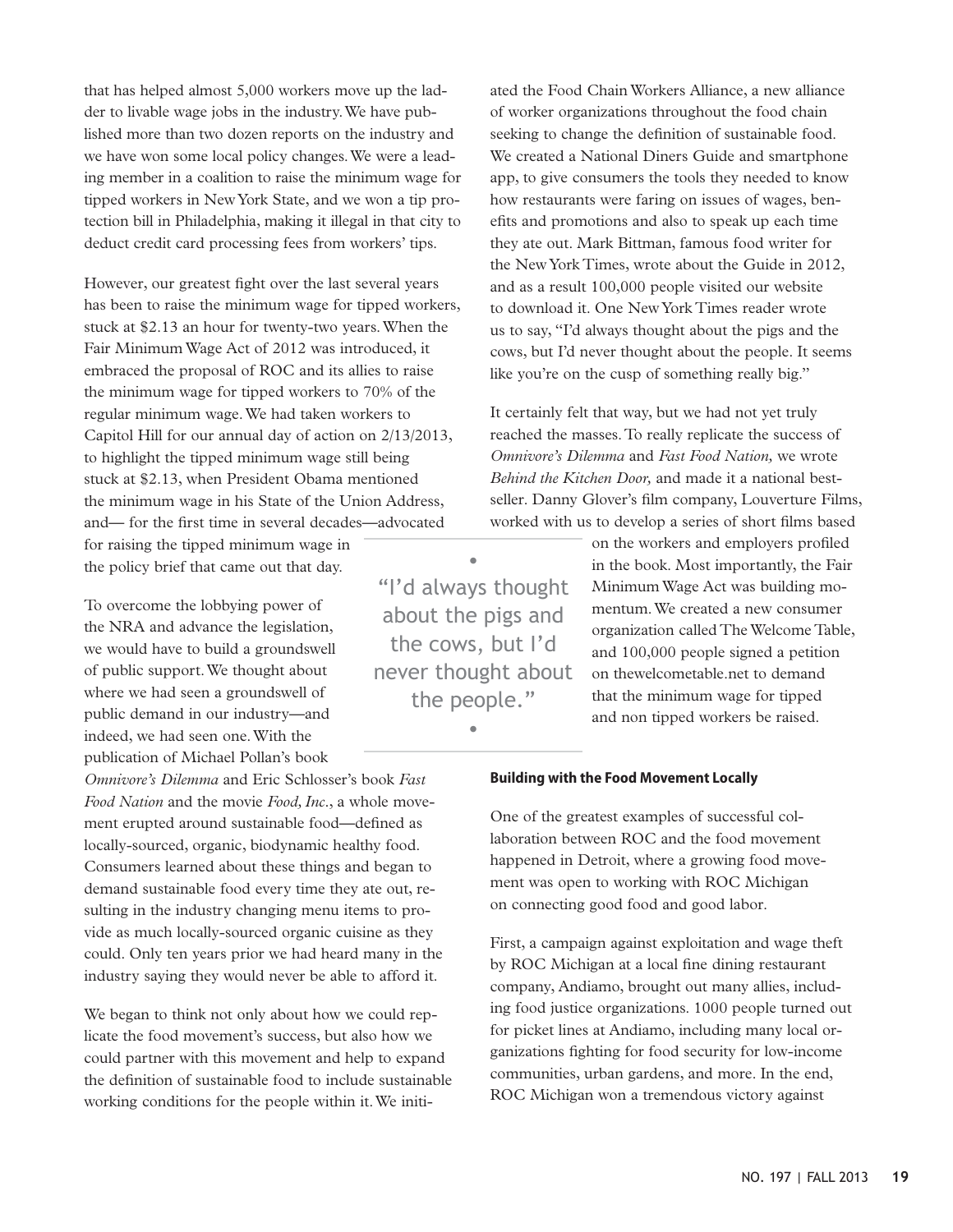that has helped almost 5,000 workers move up the ladder to livable wage jobs in the industry. We have published more than two dozen reports on the industry and we have won some local policy changes. We were a leading member in a coalition to raise the minimum wage for tipped workers in New York State, and we won a tip protection bill in Philadelphia, making it illegal in that city to deduct credit card processing fees from workers' tips.

However, our greatest fight over the last several years has been to raise the minimum wage for tipped workers, stuck at $2.13 an hour for twenty-two years. When the Fair Minimum Wage Act of 2012 was introduced, it embraced the proposal of ROC and its allies to raise the minimum wage for tipped workers to 70% of the regular minimum wage. We had taken workers to Capitol Hill for our annual day of action on 2/13/2013, to highlight the tipped minimum wage still being stuck at $2.13, when President Obama mentioned the minimum wage in his State of the Union Address, and— for the first time in several decades—advocated for raising the tipped minimum wage in the policy brief that came out that day.

To overcome the lobbying power of the NRA and advance the legislation, we would have to build a groundswell of public support. We thought about where we had seen a groundswell of public demand in our industry—and indeed, we had seen one. With the publication of Michael Pollan's book *Omnivore's Dilemma* and Eric Schlosser's book *Fast Food Nation* and the movie *Food, Inc*., a whole movement erupted around sustainable food—defined as locally-sourced, organic, biodynamic healthy food. Consumers learned about these things and began to demand sustainable food every time they ate out, resulting in the industry changing menu items to provide as much locally-sourced organic cuisine as they could. Only ten years prior we had heard many in the industry saying they would never be able to afford it.

We began to think not only about how we could replicate the food movement's success, but also how we could partner with this movement and help to expand the definition of sustainable food to include sustainable working conditions for the people within it. We initiated the Food Chain Workers Alliance, a new alliance of worker organizations throughout the food chain seeking to change the definition of sustainable food. We created a National Diners Guide and smartphone app, to give consumers the tools they needed to know how restaurants were faring on issues of wages, benefits and promotions and also to speak up each time they ate out. Mark Bittman, famous food writer for the New York Times, wrote about the Guide in 2012, and as a result 100,000 people visited our website to download it. One New York Times reader wrote us to say, "I'd always thought about the pigs and the cows, but I'd never thought about the people. It seems like you're on the cusp of something really big."

> "I'd always thought about the pigs and the cows, but I'd never thought about the people."

It certainly felt that way, but we had not yet truly reached the masses. To really replicate the success of *Omnivore's Dilemma* and *Fast Food Nation,* we wrote *Behind the Kitchen Door,* and made it a national best-seller. Danny Glover's film company, Louverture Films, worked with us to develop a series of short films based on the workers and employers profiled in the book. Most importantly, the Fair Minimum Wage Act was building momentum. We created a new consumer organization called The Welcome Table, and 100,000 people signed a petition on thewelcometable.net to demand that the minimum wage for tipped and non tipped workers be raised.

#### Building with the Food Movement Locally

One of the greatest examples of successful collaboration between ROC and the food movement happened in Detroit, where a growing food movement was open to working with ROC Michigan on connecting good food and good labor.

First, a campaign against exploitation and wage theft by ROC Michigan at a local fine dining restaurant company, Andiamo, brought out many allies, including food justice organizations. 1000 people turned out for picket lines at Andiamo, including many local organizations fighting for food security for low-income communities, urban gardens, and more. In the end, ROC Michigan won a tremendous victory against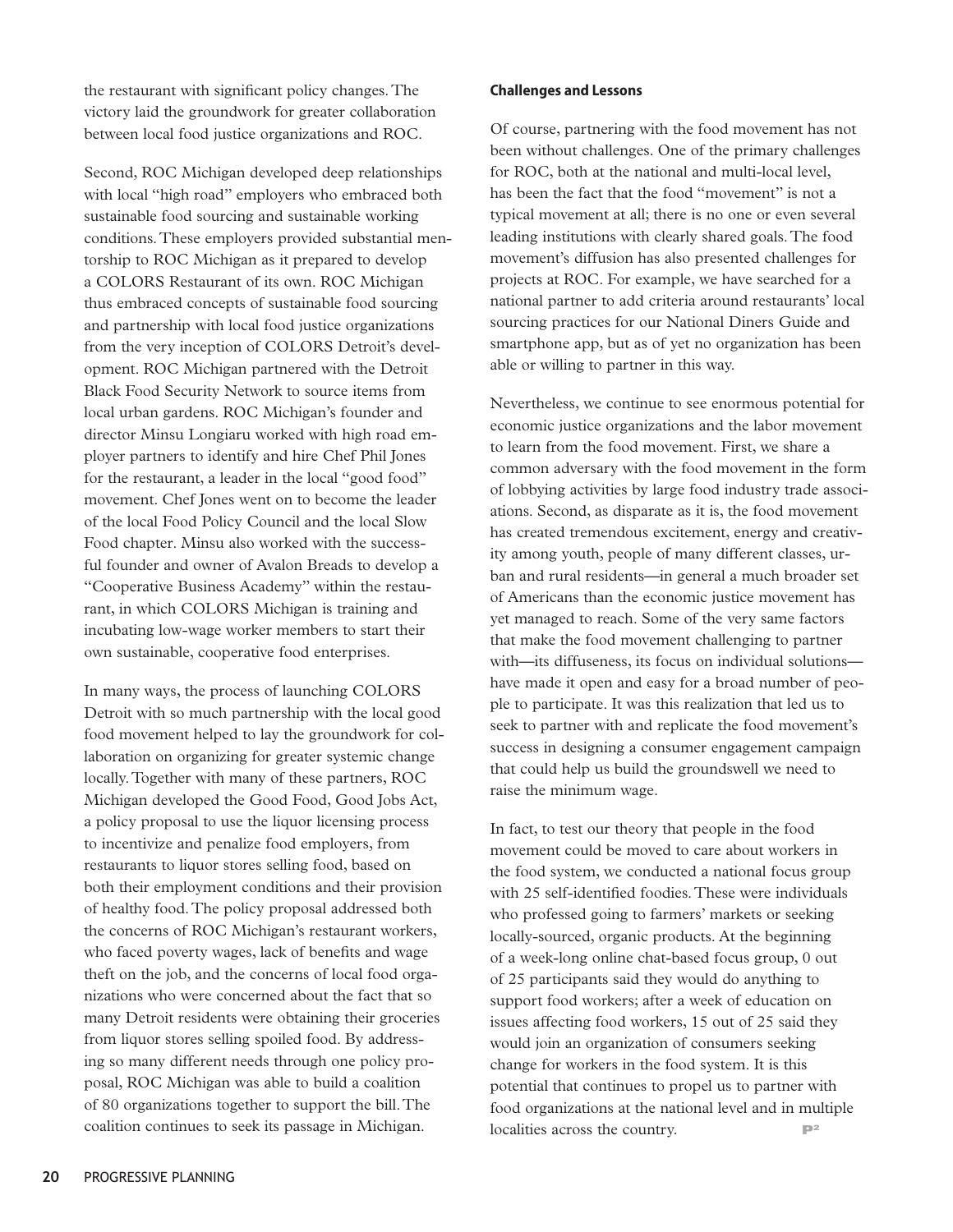the restaurant with significant policy changes. The victory laid the groundwork for greater collaboration between local food justice organizations and ROC.

Second, ROC Michigan developed deep relationships with local "high road" employers who embraced both sustainable food sourcing and sustainable working conditions. These employers provided substantial mentorship to ROC Michigan as it prepared to develop a COLORS Restaurant of its own. ROC Michigan thus embraced concepts of sustainable food sourcing and partnership with local food justice organizations from the very inception of COLORS Detroit's development. ROC Michigan partnered with the Detroit Black Food Security Network to source items from local urban gardens. ROC Michigan's founder and director Minsu Longiaru worked with high road employer partners to identify and hire Chef Phil Jones for the restaurant, a leader in the local "good food" movement. Chef Jones went on to become the leader of the local Food Policy Council and the local Slow Food chapter. Minsu also worked with the successful founder and owner of Avalon Breads to develop a "Cooperative Business Academy" within the restaurant, in which COLORS Michigan is training and incubating low-wage worker members to start their own sustainable, cooperative food enterprises.

In many ways, the process of launching COLORS Detroit with so much partnership with the local good food movement helped to lay the groundwork for collaboration on organizing for greater systemic change locally. Together with many of these partners, ROC Michigan developed the Good Food, Good Jobs Act, a policy proposal to use the liquor licensing process to incentivize and penalize food employers, from restaurants to liquor stores selling food, based on both their employment conditions and their provision of healthy food. The policy proposal addressed both the concerns of ROC Michigan's restaurant workers, who faced poverty wages, lack of benefits and wage theft on the job, and the concerns of local food organizations who were concerned about the fact that so many Detroit residents were obtaining their groceries from liquor stores selling spoiled food. By addressing so many different needs through one policy proposal, ROC Michigan was able to build a coalition of 80 organizations together to support the bill. The coalition continues to seek its passage in Michigan.

## Challenges and Lessons

Of course, partnering with the food movement has not been without challenges. One of the primary challenges for ROC, both at the national and multi-local level, has been the fact that the food "movement" is not a typical movement at all; there is no one or even several leading institutions with clearly shared goals. The food movement's diffusion has also presented challenges for projects at ROC. For example, we have searched for a national partner to add criteria around restaurants' local sourcing practices for our National Diners Guide and smartphone app, but as of yet no organization has been able or willing to partner in this way.

Nevertheless, we continue to see enormous potential for economic justice organizations and the labor movement to learn from the food movement. First, we share a common adversary with the food movement in the form of lobbying activities by large food industry trade associations. Second, as disparate as it is, the food movement has created tremendous excitement, energy and creativity among youth, people of many different classes, urban and rural residents—in general a much broader set of Americans than the economic justice movement has yet managed to reach. Some of the very same factors that make the food movement challenging to partner with—its diffuseness, its focus on individual solutions—have made it open and easy for a broad number of people to participate. It was this realization that led us to seek to partner with and replicate the food movement's success in designing a consumer engagement campaign that could help us build the groundswell we need to raise the minimum wage.

In fact, to test our theory that people in the food movement could be moved to care about workers in the food system, we conducted a national focus group with 25 self-identified foodies. These were individuals who professed going to farmers' markets or seeking locally-sourced, organic products. At the beginning of a week-long online chat-based focus group, 0 out of 25 participants said they would do anything to support food workers; after a week of education on issues affecting food workers, 15 out of 25 said they would join an organization of consumers seeking change for workers in the food system. It is this potential that continues to propel us to partner with food organizations at the national level and in multiple localities across the country.